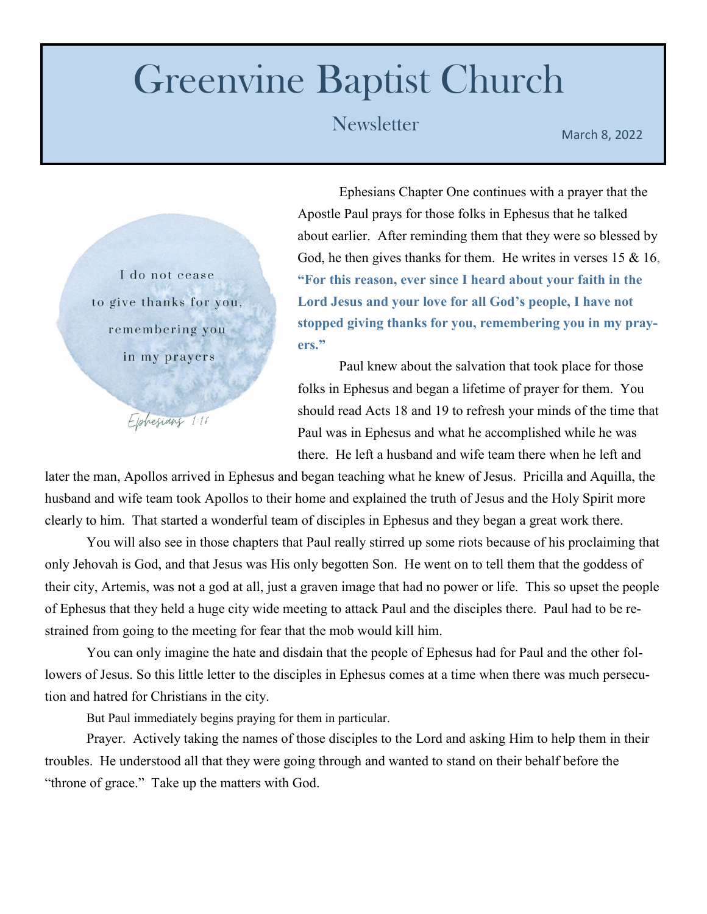# Greenvine Baptist Church

## Newsletter

March 8, 2022

I do not cease to give thanks for you, remembering you in my prayers

Ephesians 1:16

Ephesians Chapter One continues with a prayer that the Apostle Paul prays for those folks in Ephesus that he talked about earlier. After reminding them that they were so blessed by God, he then gives thanks for them. He writes in verses 15 & 16, **"For this reason, ever since I heard about your faith in the Lord Jesus and your love for all God's people, I have not stopped giving thanks for you, remembering you in my prayers."**

Paul knew about the salvation that took place for those folks in Ephesus and began a lifetime of prayer for them. You should read Acts 18 and 19 to refresh your minds of the time that Paul was in Ephesus and what he accomplished while he was there. He left a husband and wife team there when he left and later the man, Apollos arrived in Ephesus and began teaching what he knew of Jesus. Pricilla and Aquilla, the husband and wife team took Apollos to their home and explained the truth of Jesus and the Holy Spirit more clearly to him. That started a wonderful team of disciples in Ephesus and they began a great work there.

You will also see in those chapters that Paul really stirred up some riots because of his proclaiming that only Jehovah is God, and that Jesus was His only begotten Son. He went on to tell them that the goddess of their city, Artemis, was not a god at all, just a graven image that had no power or life. This so upset the people of Ephesus that they held a huge city wide meeting to attack Paul and the disciples there. Paul had to be restrained from going to the meeting for fear that the mob would kill him.

You can only imagine the hate and disdain that the people of Ephesus had for Paul and the other followers of Jesus. So this little letter to the disciples in Ephesus comes at a time when there was much persecution and hatred for Christians in the city.

But Paul immediately begins praying for them in particular.

Prayer. Actively taking the names of those disciples to the Lord and asking Him to help them in their troubles. He understood all that they were going through and wanted to stand on their behalf before the "throne of grace." Take up the matters with God.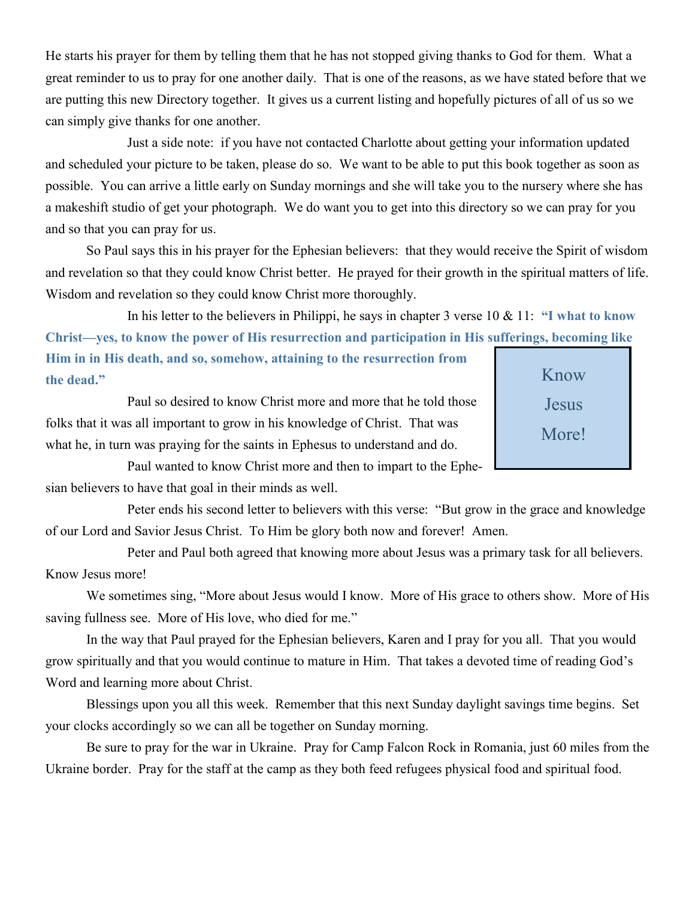He starts his prayer for them by telling them that he has not stopped giving thanks to God for them. What a great reminder to us to pray for one another daily. That is one of the reasons, as we have stated before that we are putting this new Directory together. It gives us a current listing and hopefully pictures of all of us so we can simply give thanks for one another.

Just a side note: if you have not contacted Charlotte about getting your information updated and scheduled your picture to be taken, please do so. We want to be able to put this book together as soon as possible. You can arrive a little early on Sunday mornings and she will take you to the nursery where she has a makeshift studio of get your photograph. We do want you to get into this directory so we can pray for you and so that you can pray for us.

So Paul says this in his prayer for the Ephesian believers: that they would receive the Spirit of wisdom and revelation so that they could know Christ better. He prayed for their growth in the spiritual matters of life. Wisdom and revelation so they could know Christ more thoroughly.

In his letter to the believers in Philippi, he says in chapter 3 verse 10 & 11: **"I what to know Christ—yes, to know the power of His resurrection and participation in His sufferings, becoming like Him in in His death, and so, somehow, attaining to the resurrection from the dead."**

> Know Jesus More!

Paul so desired to know Christ more and more that he told those folks that it was all important to grow in his knowledge of Christ. That was what he, in turn was praying for the saints in Ephesus to understand and do.

Paul wanted to know Christ more and then to impart to the Ephesian believers to have that goal in their minds as well.

Peter ends his second letter to believers with this verse: "But grow in the grace and knowledge of our Lord and Savior Jesus Christ. To Him be glory both now and forever! Amen.

Peter and Paul both agreed that knowing more about Jesus was a primary task for all believers. Know Jesus more!

We sometimes sing, "More about Jesus would I know. More of His grace to others show. More of His saving fullness see. More of His love, who died for me."

In the way that Paul prayed for the Ephesian believers, Karen and I pray for you all. That you would grow spiritually and that you would continue to mature in Him. That takes a devoted time of reading God's Word and learning more about Christ.

Blessings upon you all this week. Remember that this next Sunday daylight savings time begins. Set your clocks accordingly so we can all be together on Sunday morning.

Be sure to pray for the war in Ukraine. Pray for Camp Falcon Rock in Romania, just 60 miles from the Ukraine border. Pray for the staff at the camp as they both feed refugees physical food and spiritual food.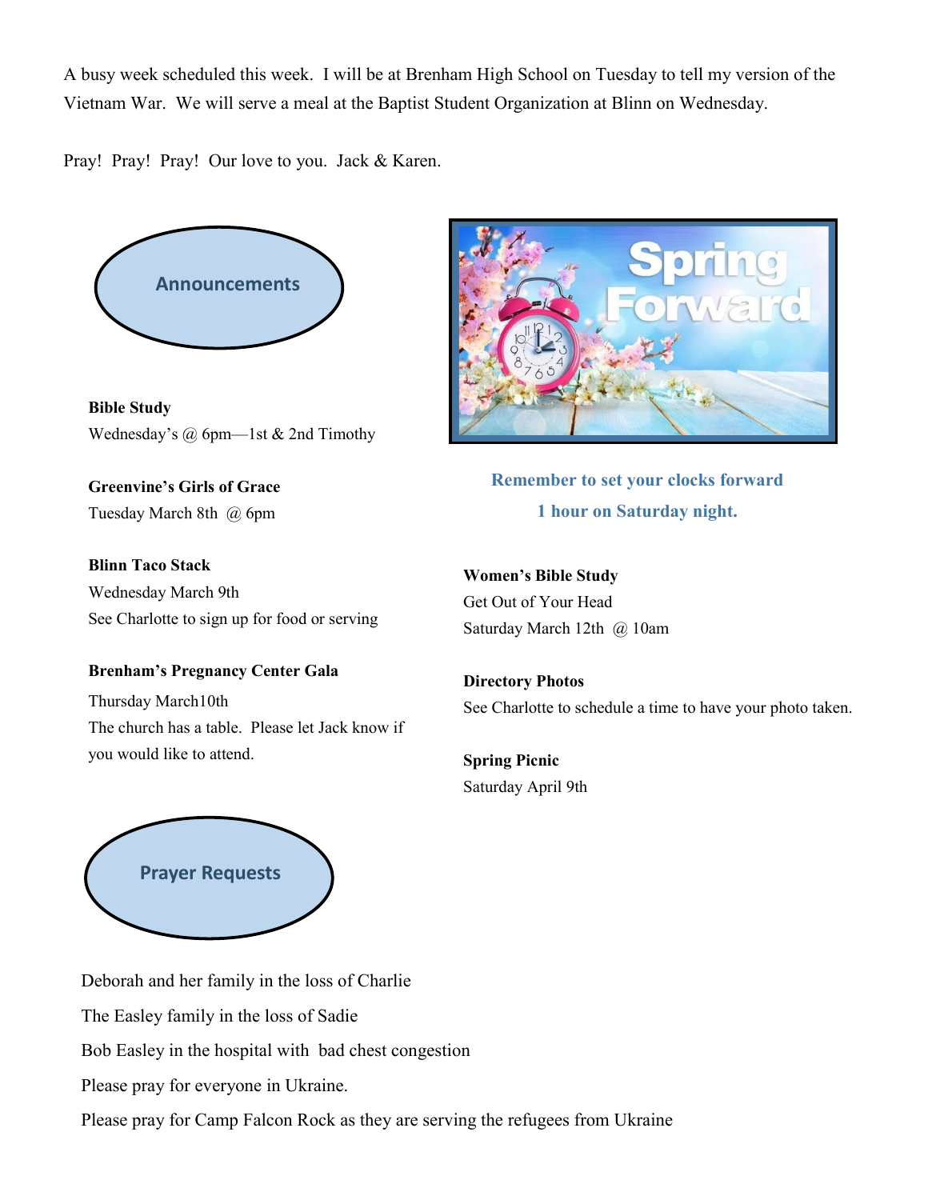A busy week scheduled this week. I will be at Brenham High School on Tuesday to tell my version of the Vietnam War. We will serve a meal at the Baptist Student Organization at Blinn on Wednesday.

Pray! Pray! Pray! Our love to you. Jack & Karen.

## Announcements

**Bible Study**
Wednesday's @ 6pm—1st & 2nd Timothy

**Greenvine's Girls of Grace**
Tuesday March 8th @ 6pm

**Blinn Taco Stack**
Wednesday March 9th
See Charlotte to sign up for food or serving

**Brenham's Pregnancy Center Gala**
Thursday March10th
The church has a table. Please let Jack know if you would like to attend.

**Remember to set your clocks forward 1 hour on Saturday night.**

**Women's Bible Study**
Get Out of Your Head
Saturday March 12th @ 10am

**Directory Photos**
See Charlotte to schedule a time to have your photo taken.

**Spring Picnic**
Saturday April 9th

## Prayer Requests

Deborah and her family in the loss of Charlie

The Easley family in the loss of Sadie

Bob Easley in the hospital with bad chest congestion

Please pray for everyone in Ukraine.

Please pray for Camp Falcon Rock as they are serving the refugees from Ukraine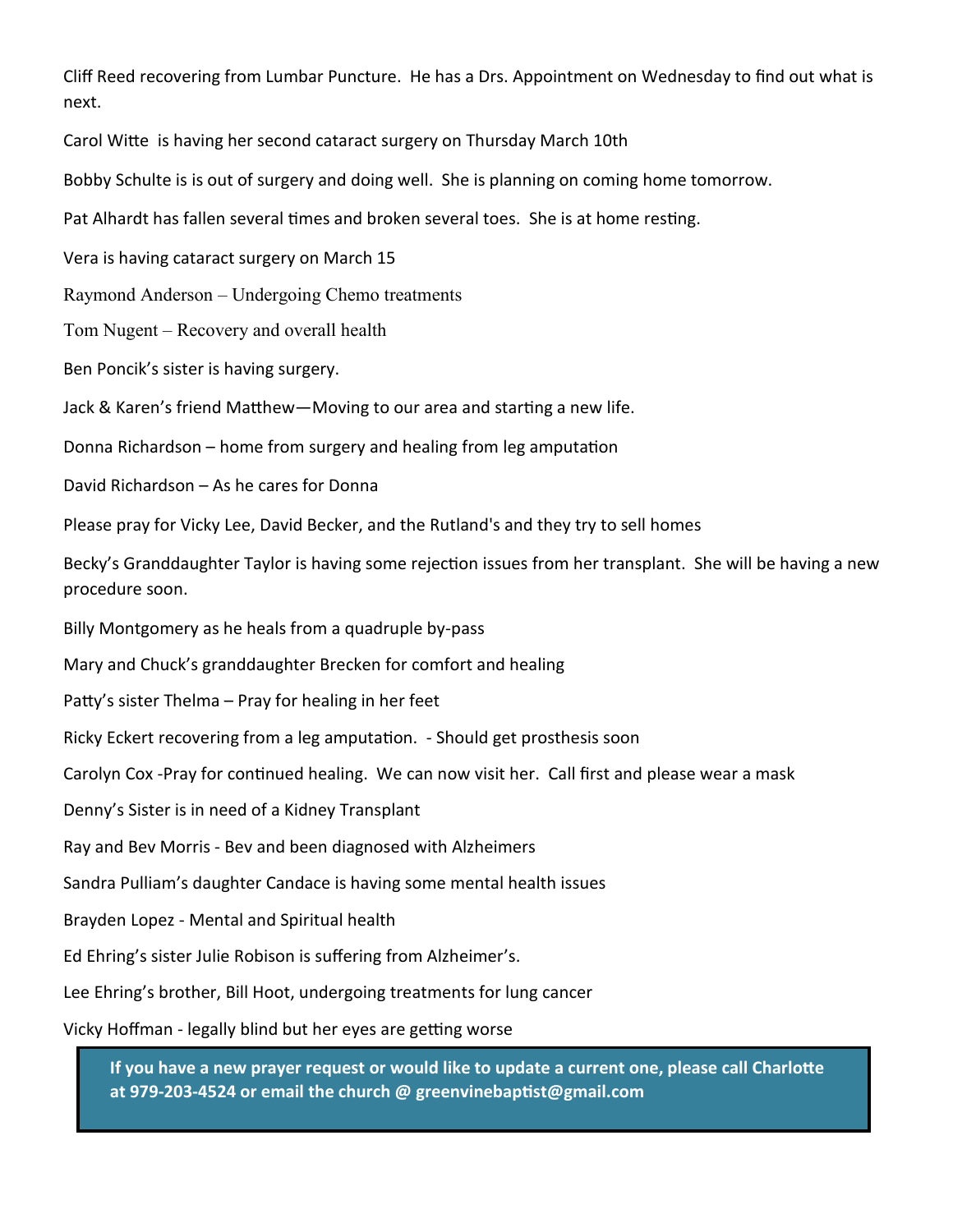Cliff Reed recovering from Lumbar Puncture. He has a Drs. Appointment on Wednesday to find out what is next.

Carol Witte is having her second cataract surgery on Thursday March 10th

Bobby Schulte is is out of surgery and doing well. She is planning on coming home tomorrow.

Pat Alhardt has fallen several times and broken several toes. She is at home resting.

Vera is having cataract surgery on March 15

Raymond Anderson – Undergoing Chemo treatments

Tom Nugent – Recovery and overall health

Ben Poncik's sister is having surgery.

Jack & Karen's friend Matthew—Moving to our area and starting a new life.

Donna Richardson – home from surgery and healing from leg amputation

David Richardson – As he cares for Donna

Please pray for Vicky Lee, David Becker, and the Rutland's and they try to sell homes

Becky's Granddaughter Taylor is having some rejection issues from her transplant. She will be having a new procedure soon.

Billy Montgomery as he heals from a quadruple by-pass

Mary and Chuck's granddaughter Brecken for comfort and healing

Patty's sister Thelma – Pray for healing in her feet

Ricky Eckert recovering from a leg amputation. - Should get prosthesis soon

Carolyn Cox -Pray for continued healing. We can now visit her. Call first and please wear a mask

Denny's Sister is in need of a Kidney Transplant

Ray and Bev Morris - Bev and been diagnosed with Alzheimers

Sandra Pulliam's daughter Candace is having some mental health issues

Brayden Lopez - Mental and Spiritual health

Ed Ehring's sister Julie Robison is suffering from Alzheimer's.

Lee Ehring's brother, Bill Hoot, undergoing treatments for lung cancer

Vicky Hoffman - legally blind but her eyes are getting worse

**If you have a new prayer request or would like to update a current one, please call Charlotte at 979-203-4524 or email the church @ greenvinebaptist@gmail.com**